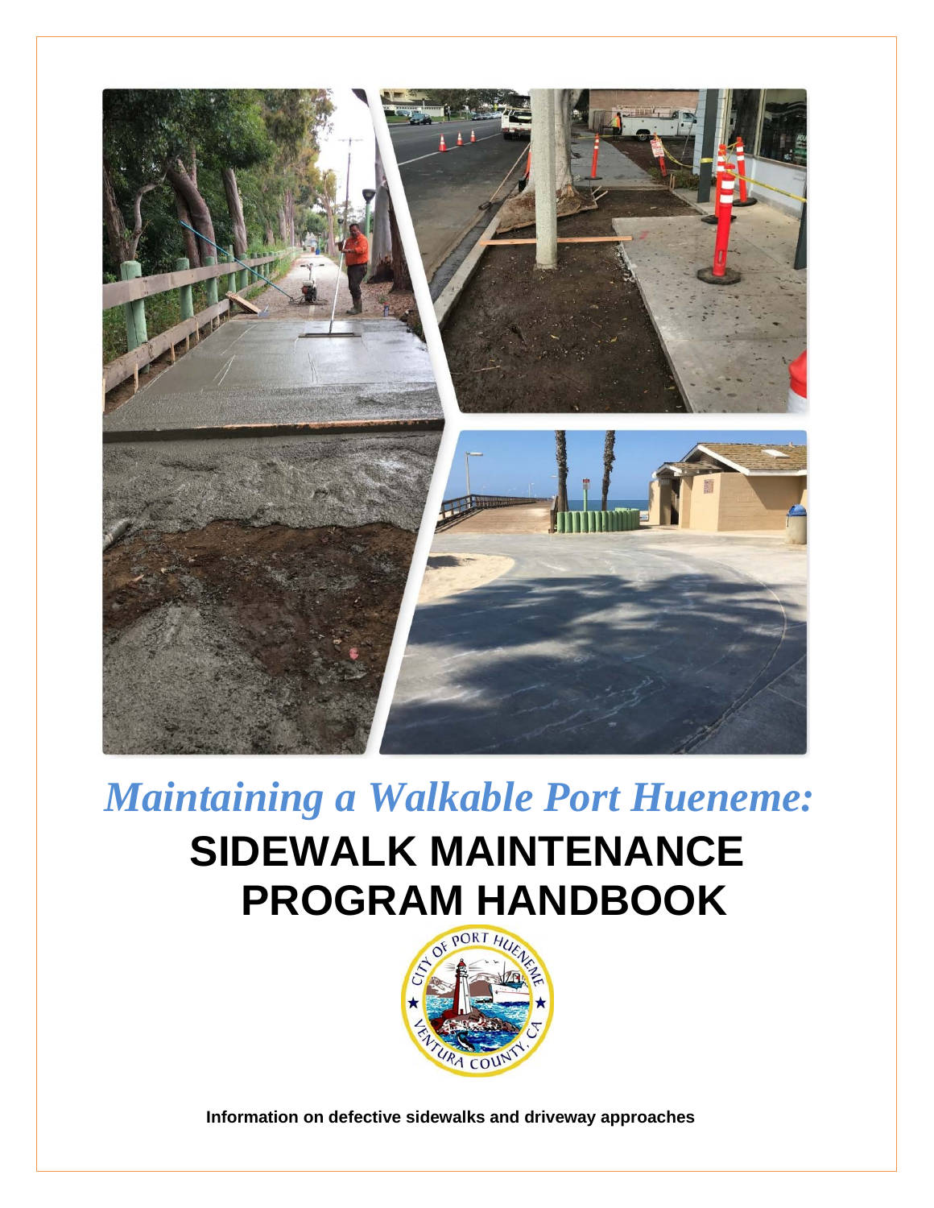# *Maintaining a Walkable Port Hueneme:*

# SIDEWALK MAINTENANCE PROGRAM HANDBOOK

**Information on defective sidewalks and driveway approaches**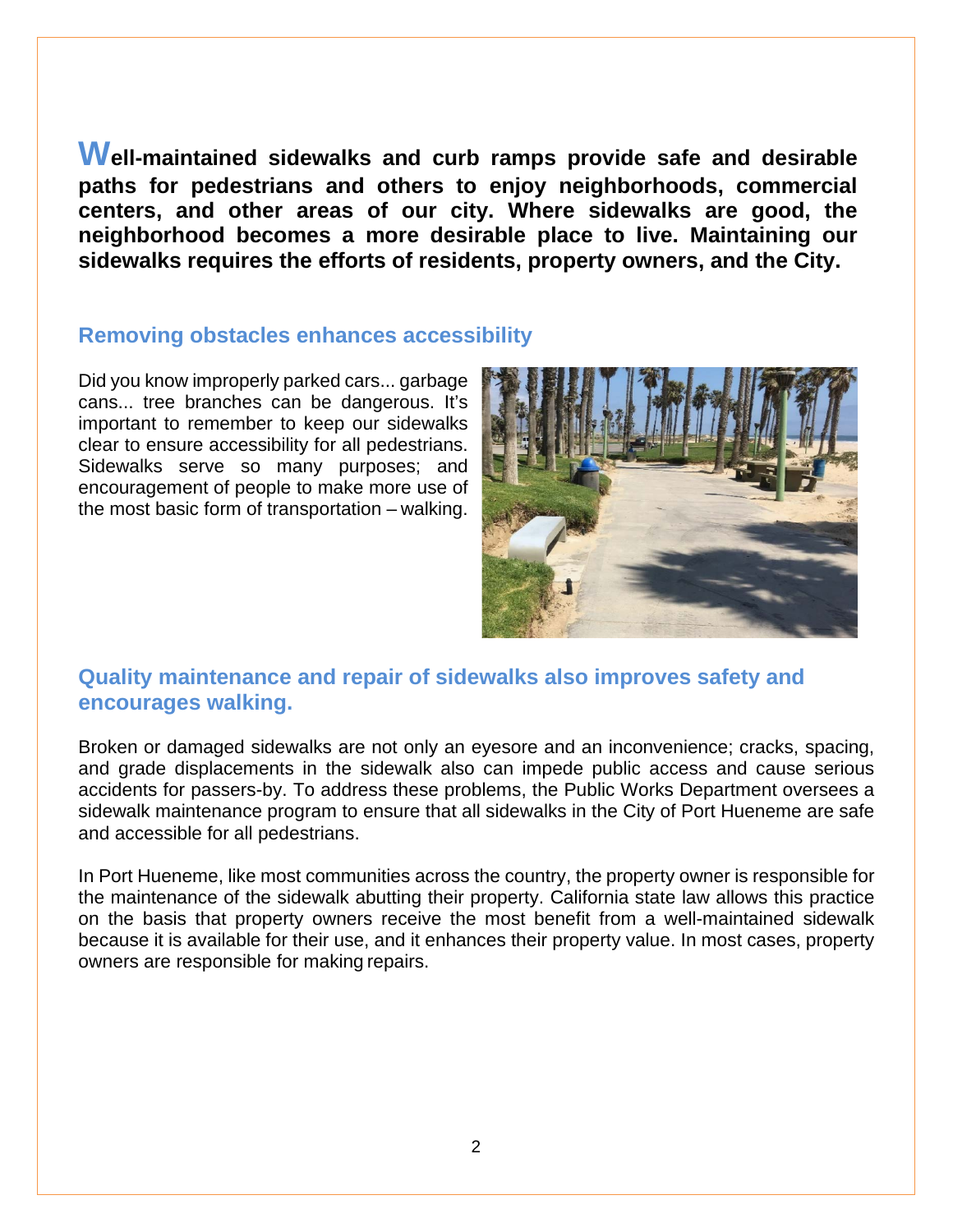**Well-maintained sidewalks and curb ramps provide safe and desirable paths for pedestrians and others to enjoy neighborhoods, commercial centers, and other areas of our city. Where sidewalks are good, the neighborhood becomes a more desirable place to live. Maintaining our sidewalks requires the efforts of residents, property owners, and the City.**

## Removing obstacles enhances accessibility

Did you know improperly parked cars... garbage cans... tree branches can be dangerous. It's important to remember to keep our sidewalks clear to ensure accessibility for all pedestrians. Sidewalks serve so many purposes; and encouragement of people to make more use of the most basic form of transportation – walking.

## Quality maintenance and repair of sidewalks also improves safety and encourages walking.

Broken or damaged sidewalks are not only an eyesore and an inconvenience; cracks, spacing, and grade displacements in the sidewalk also can impede public access and cause serious accidents for passers-by. To address these problems, the Public Works Department oversees a sidewalk maintenance program to ensure that all sidewalks in the City of Port Hueneme are safe and accessible for all pedestrians.

In Port Hueneme, like most communities across the country, the property owner is responsible for the maintenance of the sidewalk abutting their property. California state law allows this practice on the basis that property owners receive the most benefit from a well-maintained sidewalk because it is available for their use, and it enhances their property value. In most cases, property owners are responsible for making repairs.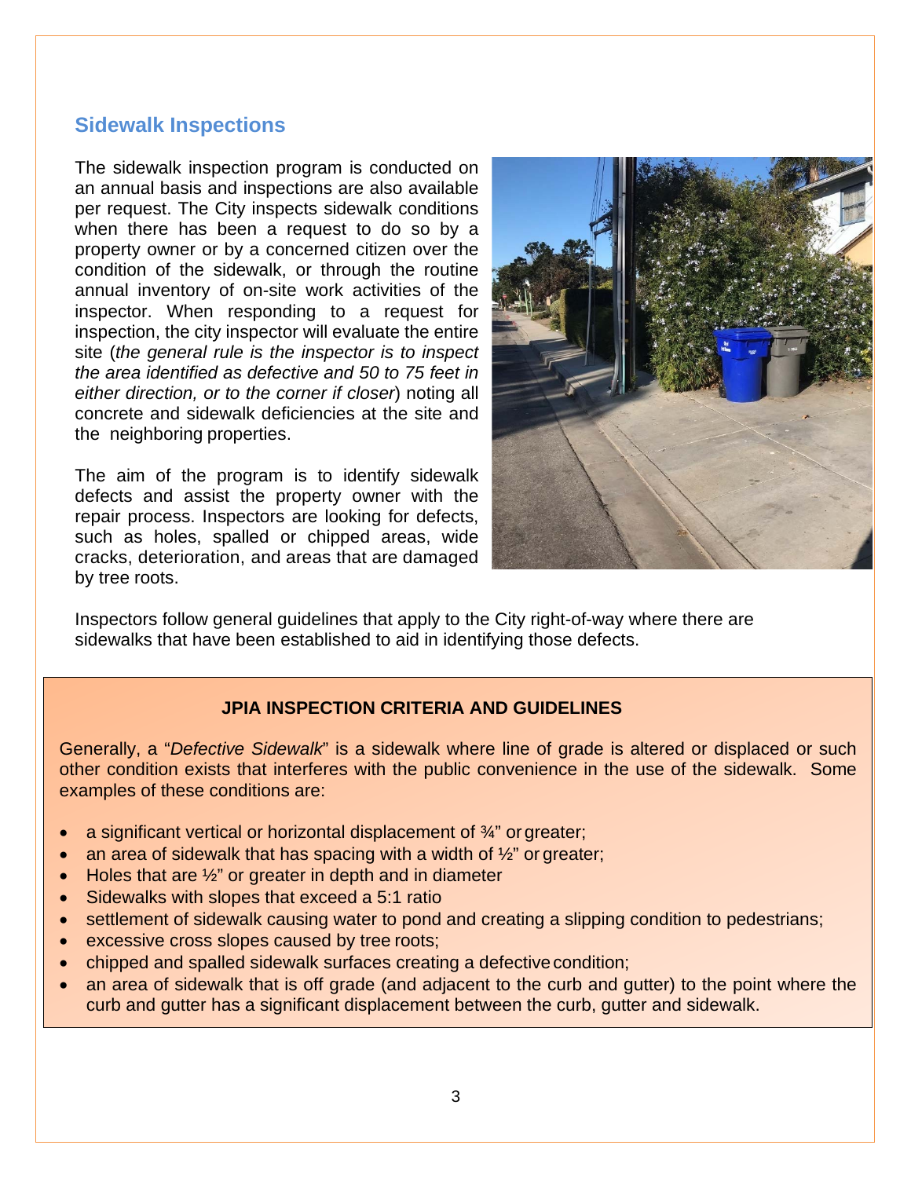## Sidewalk Inspections

The sidewalk inspection program is conducted on an annual basis and inspections are also available per request. The City inspects sidewalk conditions when there has been a request to do so by a property owner or by a concerned citizen over the condition of the sidewalk, or through the routine annual inventory of on-site work activities of the inspector. When responding to a request for inspection, the city inspector will evaluate the entire site (*the general rule is the inspector is to inspect the area identified as defective and 50 to 75 feet in either direction, or to the corner if closer*) noting all concrete and sidewalk deficiencies at the site and the neighboring properties.

The aim of the program is to identify sidewalk defects and assist the property owner with the repair process. Inspectors are looking for defects, such as holes, spalled or chipped areas, wide cracks, deterioration, and areas that are damaged by tree roots.

Inspectors follow general guidelines that apply to the City right-of-way where there are sidewalks that have been established to aid in identifying those defects.

**JPIA INSPECTION CRITERIA AND GUIDELINES**

Generally, a "*Defective Sidewalk*" is a sidewalk where line of grade is altered or displaced or such other condition exists that interferes with the public convenience in the use of the sidewalk. Some examples of these conditions are:

- a significant vertical or horizontal displacement of ¾" or greater;
- an area of sidewalk that has spacing with a width of ½" or greater;
- Holes that are ½" or greater in depth and in diameter
- Sidewalks with slopes that exceed a 5:1 ratio
- settlement of sidewalk causing water to pond and creating a slipping condition to pedestrians;
- excessive cross slopes caused by tree roots;
- chipped and spalled sidewalk surfaces creating a defective condition;
- an area of sidewalk that is off grade (and adjacent to the curb and gutter) to the point where the curb and gutter has a significant displacement between the curb, gutter and sidewalk.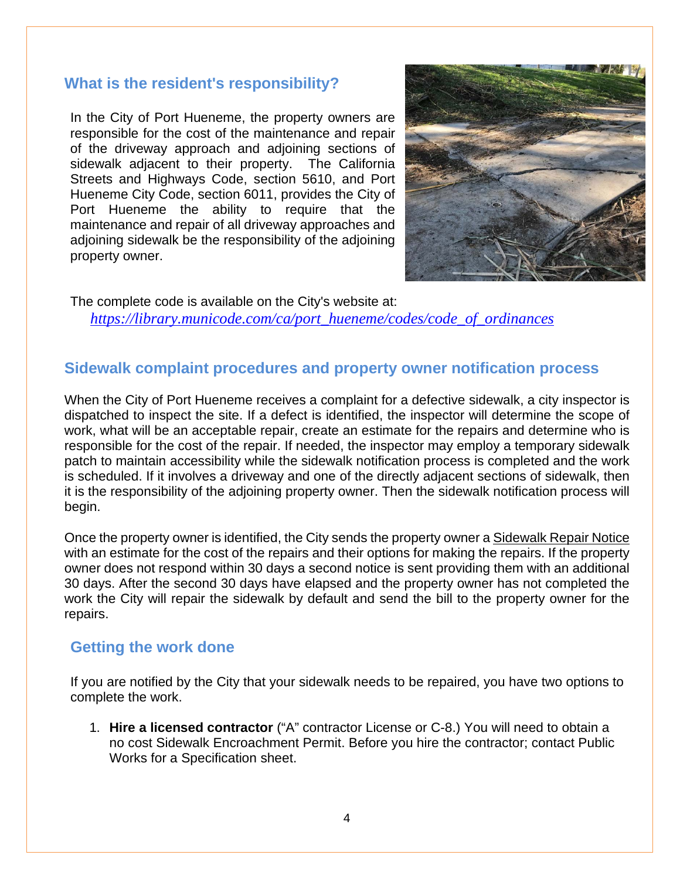## What is the resident's responsibility?

In the City of Port Hueneme, the property owners are responsible for the cost of the maintenance and repair of the driveway approach and adjoining sections of sidewalk adjacent to their property. The California Streets and Highways Code, section 5610, and Port Hueneme City Code, section 6011, provides the City of Port Hueneme the ability to require that the maintenance and repair of all driveway approaches and adjoining sidewalk be the responsibility of the adjoining property owner.

The complete code is available on the City's website at:
*https://library.municode.com/ca/port_hueneme/codes/code_of_ordinances*

## Sidewalk complaint procedures and property owner notification process

When the City of Port Hueneme receives a complaint for a defective sidewalk, a city inspector is dispatched to inspect the site. If a defect is identified, the inspector will determine the scope of work, what will be an acceptable repair, create an estimate for the repairs and determine who is responsible for the cost of the repair. If needed, the inspector may employ a temporary sidewalk patch to maintain accessibility while the sidewalk notification process is completed and the work is scheduled. If it involves a driveway and one of the directly adjacent sections of sidewalk, then it is the responsibility of the adjoining property owner. Then the sidewalk notification process will begin.

Once the property owner is identified, the City sends the property owner a Sidewalk Repair Notice with an estimate for the cost of the repairs and their options for making the repairs. If the property owner does not respond within 30 days a second notice is sent providing them with an additional 30 days. After the second 30 days have elapsed and the property owner has not completed the work the City will repair the sidewalk by default and send the bill to the property owner for the repairs.

## Getting the work done

If you are notified by the City that your sidewalk needs to be repaired, you have two options to complete the work.

1. **Hire a licensed contractor** ("A" contractor License or C-8.) You will need to obtain a no cost Sidewalk Encroachment Permit. Before you hire the contractor; contact Public Works for a Specification sheet.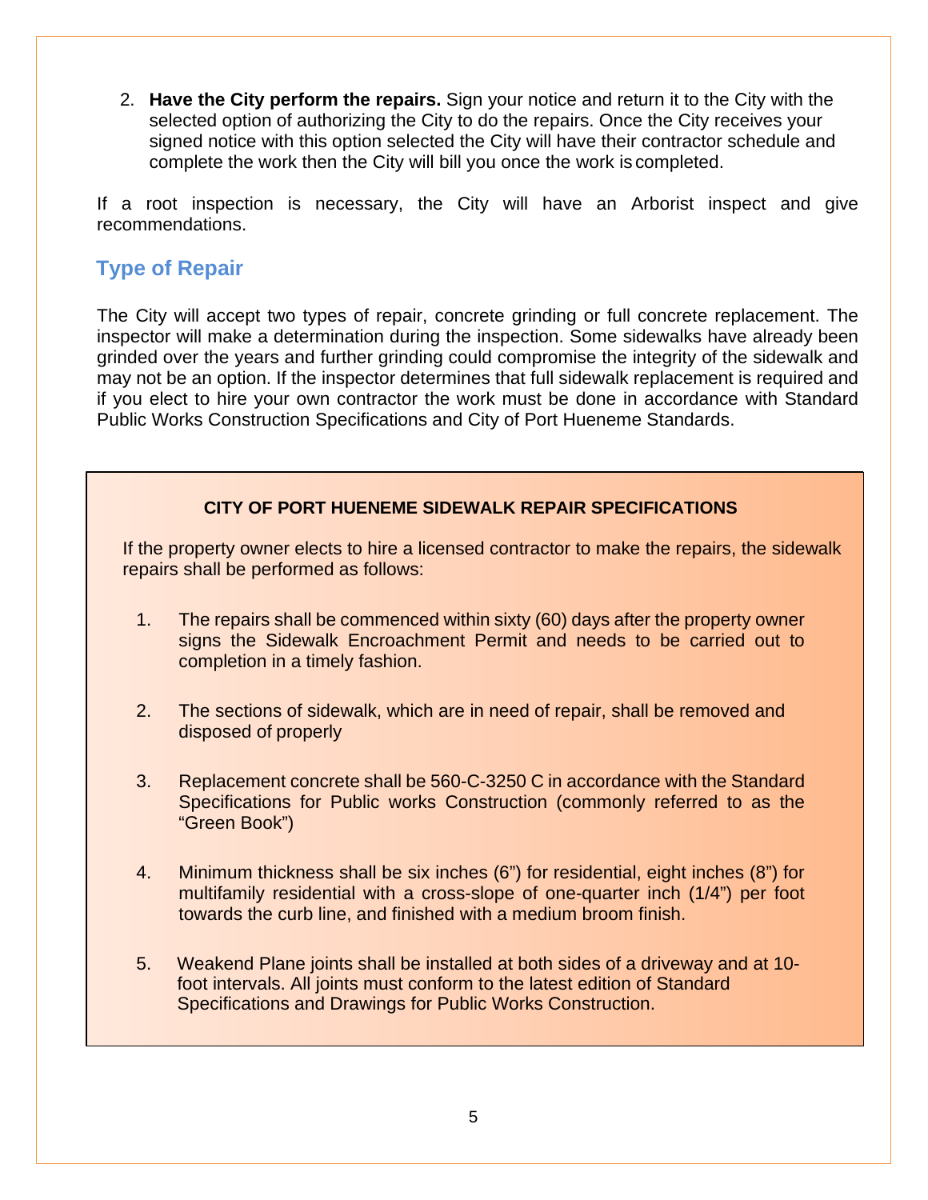2. **Have the City perform the repairs.** Sign your notice and return it to the City with the selected option of authorizing the City to do the repairs. Once the City receives your signed notice with this option selected the City will have their contractor schedule and complete the work then the City will bill you once the work is completed.

If a root inspection is necessary, the City will have an Arborist inspect and give recommendations.

## Type of Repair

The City will accept two types of repair, concrete grinding or full concrete replacement. The inspector will make a determination during the inspection. Some sidewalks have already been grinded over the years and further grinding could compromise the integrity of the sidewalk and may not be an option. If the inspector determines that full sidewalk replacement is required and if you elect to hire your own contractor the work must be done in accordance with Standard Public Works Construction Specifications and City of Port Hueneme Standards.

**CITY OF PORT HUENEME SIDEWALK REPAIR SPECIFICATIONS**

If the property owner elects to hire a licensed contractor to make the repairs, the sidewalk repairs shall be performed as follows:

1. The repairs shall be commenced within sixty (60) days after the property owner signs the Sidewalk Encroachment Permit and needs to be carried out to completion in a timely fashion.

2. The sections of sidewalk, which are in need of repair, shall be removed and disposed of properly

3. Replacement concrete shall be 560-C-3250 C in accordance with the Standard Specifications for Public works Construction (commonly referred to as the "Green Book")

4. Minimum thickness shall be six inches (6") for residential, eight inches (8") for multifamily residential with a cross-slope of one-quarter inch (1/4") per foot towards the curb line, and finished with a medium broom finish.

5. Weakend Plane joints shall be installed at both sides of a driveway and at 10-foot intervals. All joints must conform to the latest edition of Standard Specifications and Drawings for Public Works Construction.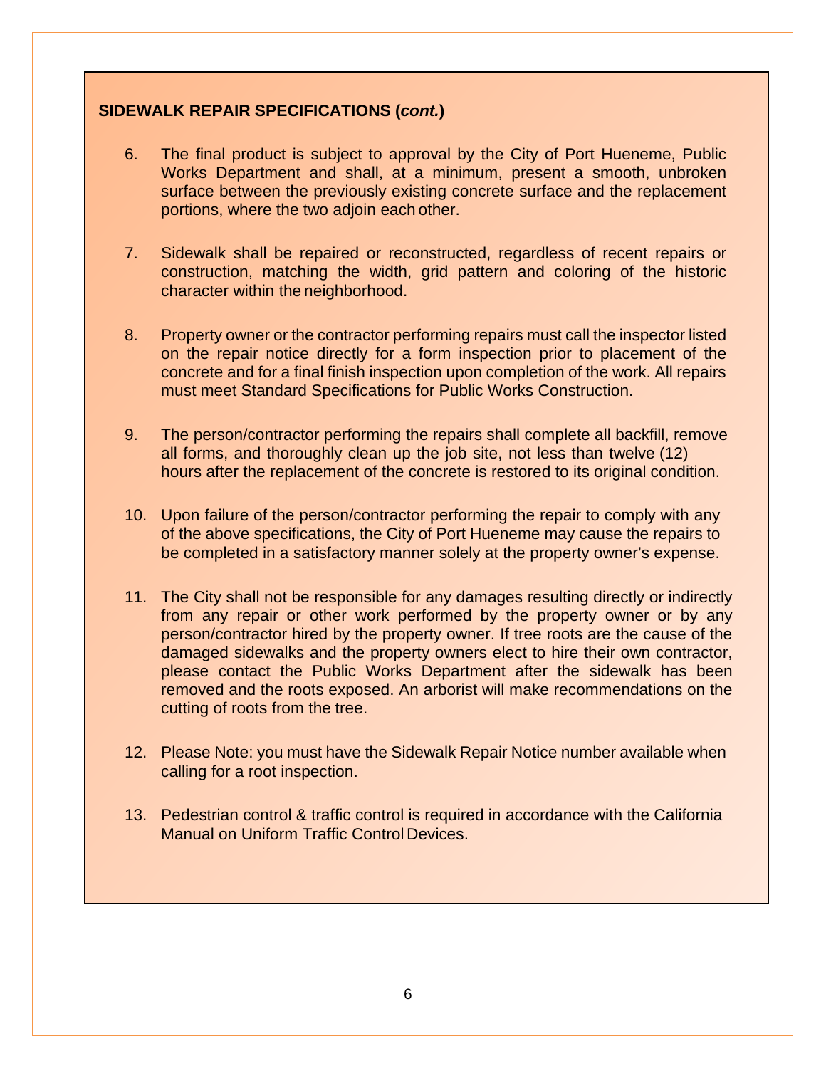**SIDEWALK REPAIR SPECIFICATIONS (*cont.*)**

6. The final product is subject to approval by the City of Port Hueneme, Public Works Department and shall, at a minimum, present a smooth, unbroken surface between the previously existing concrete surface and the replacement portions, where the two adjoin each other.

7. Sidewalk shall be repaired or reconstructed, regardless of recent repairs or construction, matching the width, grid pattern and coloring of the historic character within the neighborhood.

8. Property owner or the contractor performing repairs must call the inspector listed on the repair notice directly for a form inspection prior to placement of the concrete and for a final finish inspection upon completion of the work. All repairs must meet Standard Specifications for Public Works Construction.

9. The person/contractor performing the repairs shall complete all backfill, remove all forms, and thoroughly clean up the job site, not less than twelve (12) hours after the replacement of the concrete is restored to its original condition.

10. Upon failure of the person/contractor performing the repair to comply with any of the above specifications, the City of Port Hueneme may cause the repairs to be completed in a satisfactory manner solely at the property owner's expense.

11. The City shall not be responsible for any damages resulting directly or indirectly from any repair or other work performed by the property owner or by any person/contractor hired by the property owner. If tree roots are the cause of the damaged sidewalks and the property owners elect to hire their own contractor, please contact the Public Works Department after the sidewalk has been removed and the roots exposed. An arborist will make recommendations on the cutting of roots from the tree.

12. Please Note: you must have the Sidewalk Repair Notice number available when calling for a root inspection.

13. Pedestrian control & traffic control is required in accordance with the California Manual on Uniform Traffic Control Devices.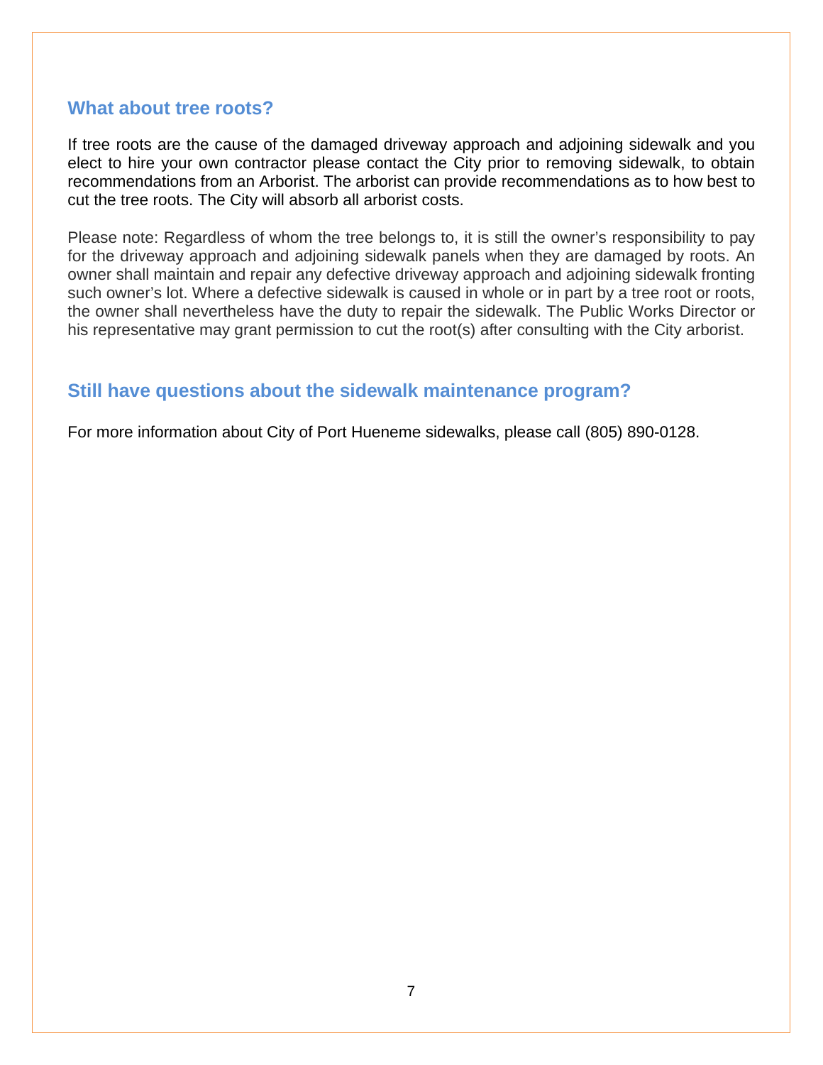## What about tree roots?

If tree roots are the cause of the damaged driveway approach and adjoining sidewalk and you elect to hire your own contractor please contact the City prior to removing sidewalk, to obtain recommendations from an Arborist. The arborist can provide recommendations as to how best to cut the tree roots. The City will absorb all arborist costs.

Please note: Regardless of whom the tree belongs to, it is still the owner's responsibility to pay for the driveway approach and adjoining sidewalk panels when they are damaged by roots. An owner shall maintain and repair any defective driveway approach and adjoining sidewalk fronting such owner's lot. Where a defective sidewalk is caused in whole or in part by a tree root or roots, the owner shall nevertheless have the duty to repair the sidewalk. The Public Works Director or his representative may grant permission to cut the root(s) after consulting with the City arborist.

## Still have questions about the sidewalk maintenance program?

For more information about City of Port Hueneme sidewalks, please call (805) 890-0128.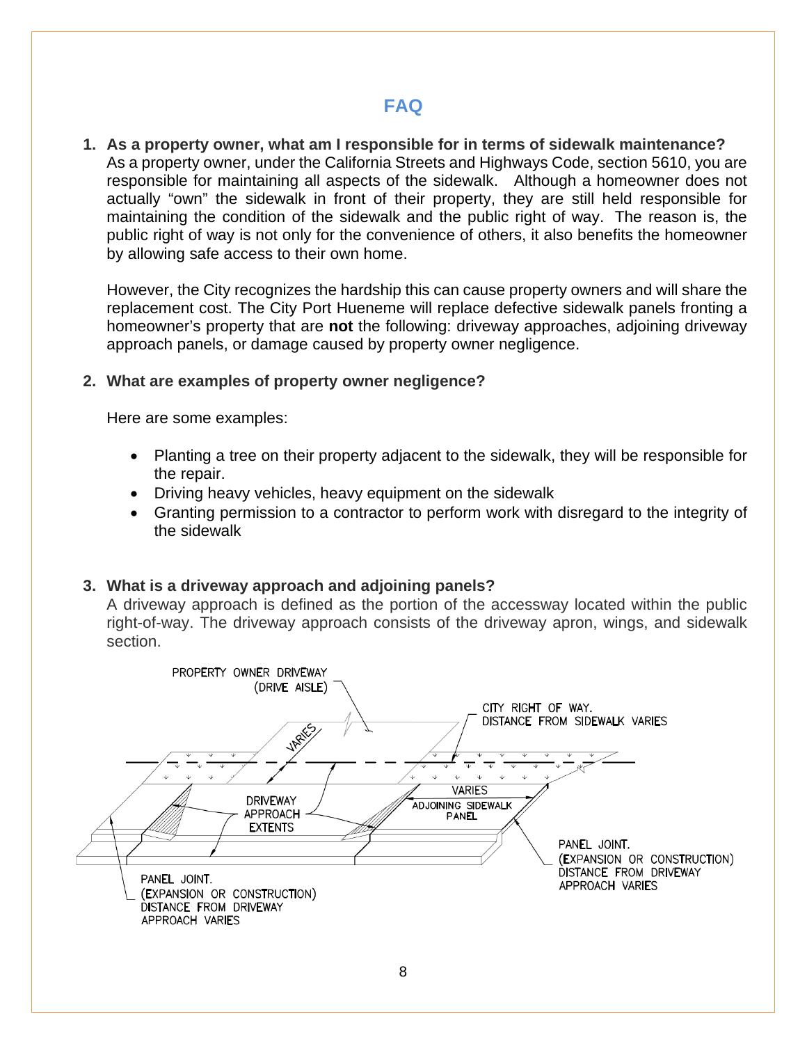## FAQ

1. **As a property owner, what am I responsible for in terms of sidewalk maintenance?**
   As a property owner, under the California Streets and Highways Code, section 5610, you are responsible for maintaining all aspects of the sidewalk. Although a homeowner does not actually "own" the sidewalk in front of their property, they are still held responsible for maintaining the condition of the sidewalk and the public right of way. The reason is, the public right of way is not only for the convenience of others, it also benefits the homeowner by allowing safe access to their own home.

   However, the City recognizes the hardship this can cause property owners and will share the replacement cost. The City Port Hueneme will replace defective sidewalk panels fronting a homeowner's property that are **not** the following: driveway approaches, adjoining driveway approach panels, or damage caused by property owner negligence.

2. **What are examples of property owner negligence?**

   Here are some examples:

   - Planting a tree on their property adjacent to the sidewalk, they will be responsible for the repair.
   - Driving heavy vehicles, heavy equipment on the sidewalk
   - Granting permission to a contractor to perform work with disregard to the integrity of the sidewalk

3. **What is a driveway approach and adjoining panels?**
   A driveway approach is defined as the portion of the accessway located within the public right-of-way. The driveway approach consists of the driveway apron, wings, and sidewalk section.

PROPERTY OWNER DRIVEWAY (DRIVE AISLE)

CITY RIGHT OF WAY. DISTANCE FROM SIDEWALK VARIES

VARIES

DRIVEWAY APPROACH EXTENTS

VARIES

ADJOINING SIDEWALK PANEL

PANEL JOINT. (EXPANSION OR CONSTRUCTION) DISTANCE FROM DRIVEWAY APPROACH VARIES

PANEL JOINT. (EXPANSION OR CONSTRUCTION) DISTANCE FROM DRIVEWAY APPROACH VARIES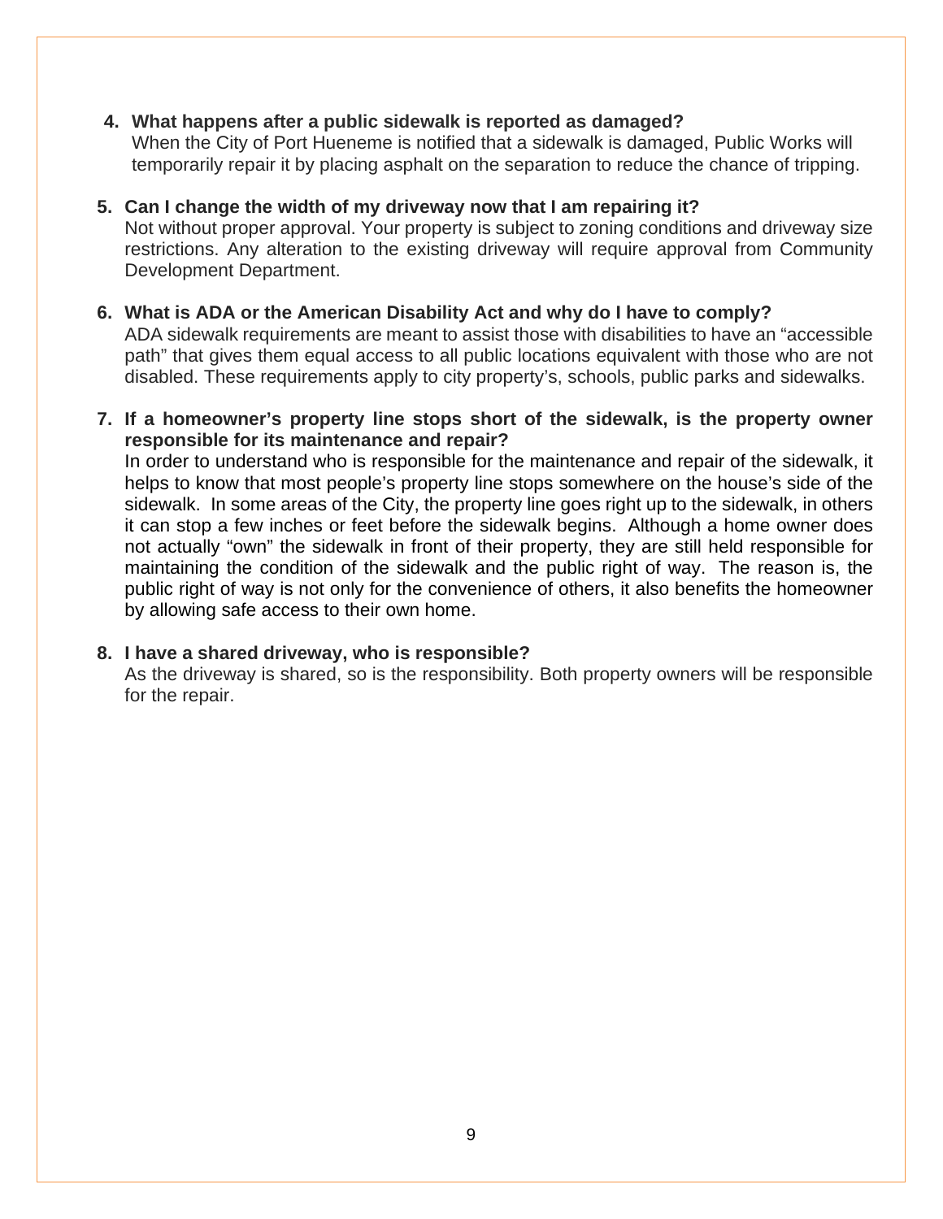4. **What happens after a public sidewalk is reported as damaged?**
   When the City of Port Hueneme is notified that a sidewalk is damaged, Public Works will temporarily repair it by placing asphalt on the separation to reduce the chance of tripping.

5. **Can I change the width of my driveway now that I am repairing it?**
   Not without proper approval. Your property is subject to zoning conditions and driveway size restrictions. Any alteration to the existing driveway will require approval from Community Development Department.

6. **What is ADA or the American Disability Act and why do I have to comply?**
   ADA sidewalk requirements are meant to assist those with disabilities to have an "accessible path" that gives them equal access to all public locations equivalent with those who are not disabled. These requirements apply to city property's, schools, public parks and sidewalks.

7. **If a homeowner's property line stops short of the sidewalk, is the property owner responsible for its maintenance and repair?**
   In order to understand who is responsible for the maintenance and repair of the sidewalk, it helps to know that most people's property line stops somewhere on the house's side of the sidewalk. In some areas of the City, the property line goes right up to the sidewalk, in others it can stop a few inches or feet before the sidewalk begins. Although a home owner does not actually "own" the sidewalk in front of their property, they are still held responsible for maintaining the condition of the sidewalk and the public right of way. The reason is, the public right of way is not only for the convenience of others, it also benefits the homeowner by allowing safe access to their own home.

8. **I have a shared driveway, who is responsible?**
   As the driveway is shared, so is the responsibility. Both property owners will be responsible for the repair.